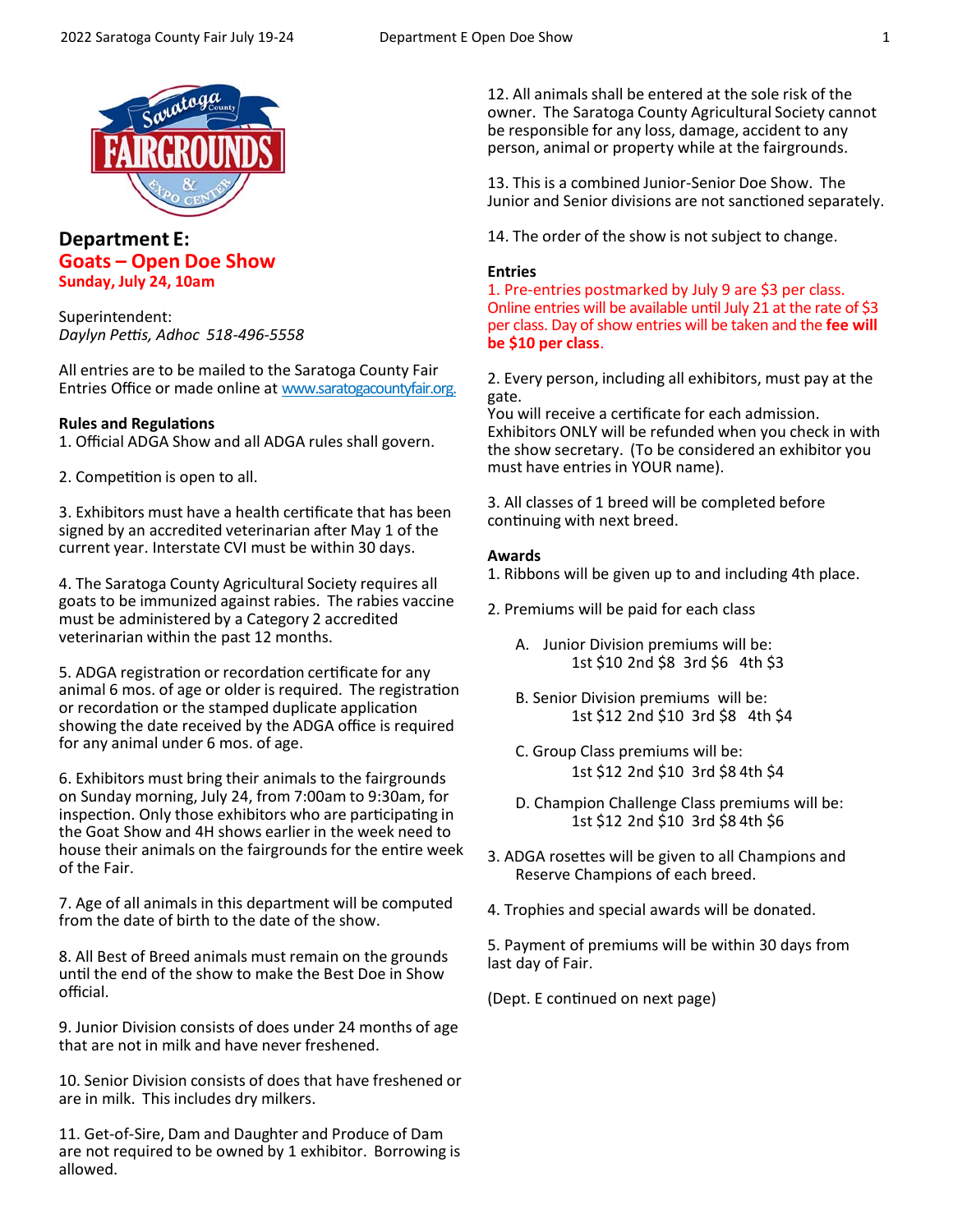## Department E:
## Goats – Open Doe Show
**Sunday, July 24, 10am**

Superintendent:
*Daylyn Pettis, Adhoc 518-496-5558*

All entries are to be mailed to the Saratoga County Fair Entries Office or made online at www.saratogacountyfair.org.

**Rules and Regulations**

1. Official ADGA Show and all ADGA rules shall govern.

2. Competition is open to all.

3. Exhibitors must have a health certificate that has been signed by an accredited veterinarian after May 1 of the current year. Interstate CVI must be within 30 days.

4. The Saratoga County Agricultural Society requires all goats to be immunized against rabies. The rabies vaccine must be administered by a Category 2 accredited veterinarian within the past 12 months.

5. ADGA registration or recordation certificate for any animal 6 mos. of age or older is required. The registration or recordation or the stamped duplicate application showing the date received by the ADGA office is required for any animal under 6 mos. of age.

6. Exhibitors must bring their animals to the fairgrounds on Sunday morning, July 24, from 7:00am to 9:30am, for inspection. Only those exhibitors who are participating in the Goat Show and 4H shows earlier in the week need to house their animals on the fairgrounds for the entire week of the Fair.

7. Age of all animals in this department will be computed from the date of birth to the date of the show.

8. All Best of Breed animals must remain on the grounds until the end of the show to make the Best Doe in Show official.

9. Junior Division consists of does under 24 months of age that are not in milk and have never freshened.

10. Senior Division consists of does that have freshened or are in milk. This includes dry milkers.

11. Get-of-Sire, Dam and Daughter and Produce of Dam are not required to be owned by 1 exhibitor. Borrowing is allowed.

12. All animals shall be entered at the sole risk of the owner. The Saratoga County Agricultural Society cannot be responsible for any loss, damage, accident to any person, animal or property while at the fairgrounds.

13. This is a combined Junior-Senior Doe Show. The Junior and Senior divisions are not sanctioned separately.

14. The order of the show is not subject to change.

**Entries**

1. Pre-entries postmarked by July 9 are $3 per class. Online entries will be available until July 21 at the rate of $3 per class. Day of show entries will be taken and the **fee will be $10 per class**.

2. Every person, including all exhibitors, must pay at the gate.
You will receive a certificate for each admission. Exhibitors ONLY will be refunded when you check in with the show secretary. (To be considered an exhibitor you must have entries in YOUR name).

3. All classes of 1 breed will be completed before continuing with next breed.

**Awards**

1. Ribbons will be given up to and including 4th place.

2. Premiums will be paid for each class

   A. Junior Division premiums will be:
      1st $10 2nd $8 3rd $6 4th $3

   B. Senior Division premiums will be:
      1st $12 2nd $10 3rd $8 4th $4

   C. Group Class premiums will be:
      1st $12 2nd $10 3rd $8 4th $4

   D. Champion Challenge Class premiums will be:
      1st $12 2nd $10 3rd $8 4th $6

3. ADGA rosettes will be given to all Champions and Reserve Champions of each breed.

4. Trophies and special awards will be donated.

5. Payment of premiums will be within 30 days from last day of Fair.

(Dept. E continued on next page)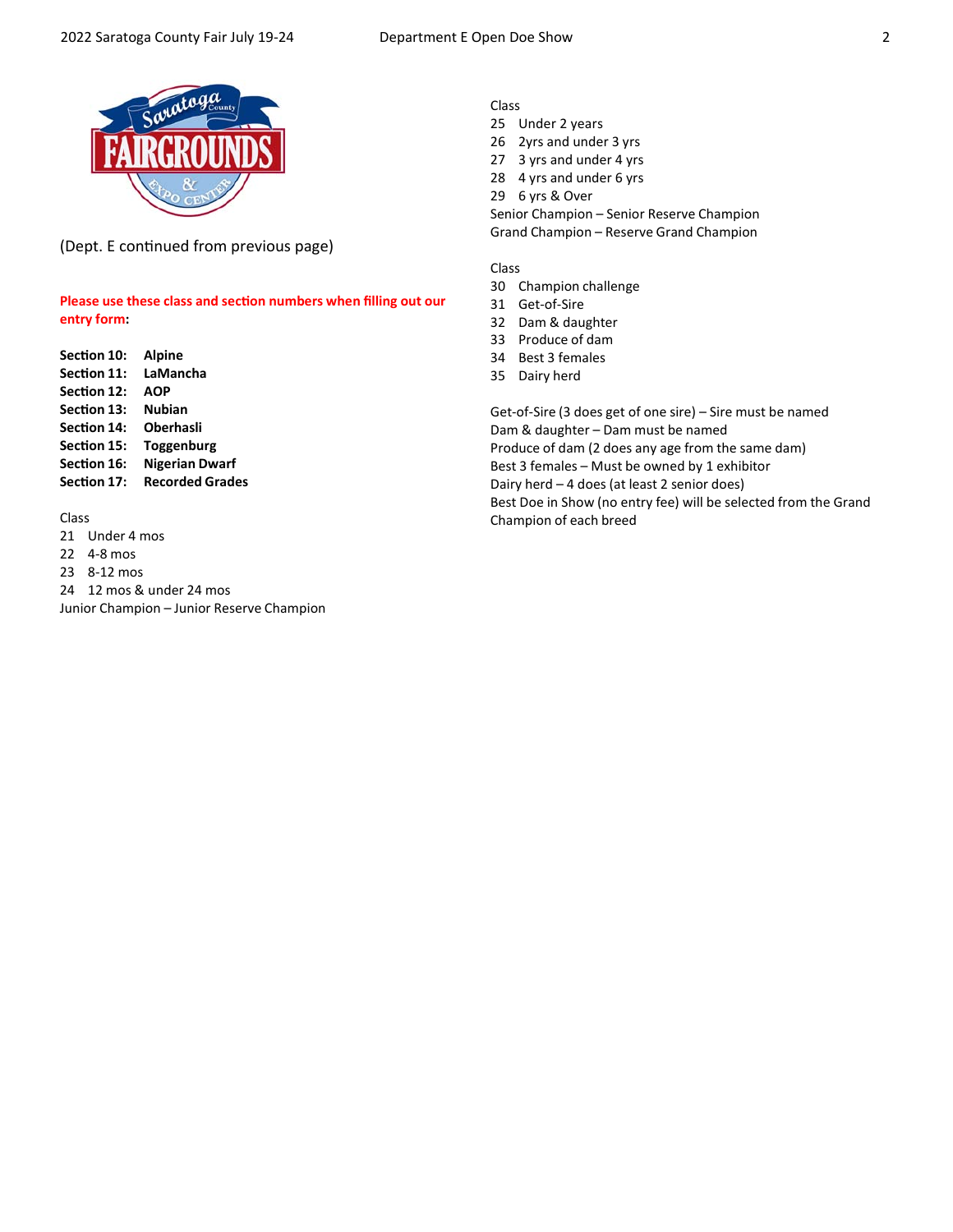(Dept. E continued from previous page)

**Please use these class and section numbers when filling out our entry form:**

**Section 10: Alpine**
**Section 11: LaMancha**
**Section 12: AOP**
**Section 13: Nubian**
**Section 14: Oberhasli**
**Section 15: Toggenburg**
**Section 16: Nigerian Dwarf**
**Section 17: Recorded Grades**

Class
21 Under 4 mos
22 4-8 mos
23 8-12 mos
24 12 mos & under 24 mos
Junior Champion – Junior Reserve Champion

Class
25 Under 2 years
26 2yrs and under 3 yrs
27 3 yrs and under 4 yrs
28 4 yrs and under 6 yrs
29 6 yrs & Over
Senior Champion – Senior Reserve Champion
Grand Champion – Reserve Grand Champion

Class
30 Champion challenge
31 Get-of-Sire
32 Dam & daughter
33 Produce of dam
34 Best 3 females
35 Dairy herd

Get-of-Sire (3 does get of one sire) – Sire must be named
Dam & daughter – Dam must be named
Produce of dam (2 does any age from the same dam)
Best 3 females – Must be owned by 1 exhibitor
Dairy herd – 4 does (at least 2 senior does)
Best Doe in Show (no entry fee) will be selected from the Grand Champion of each breed